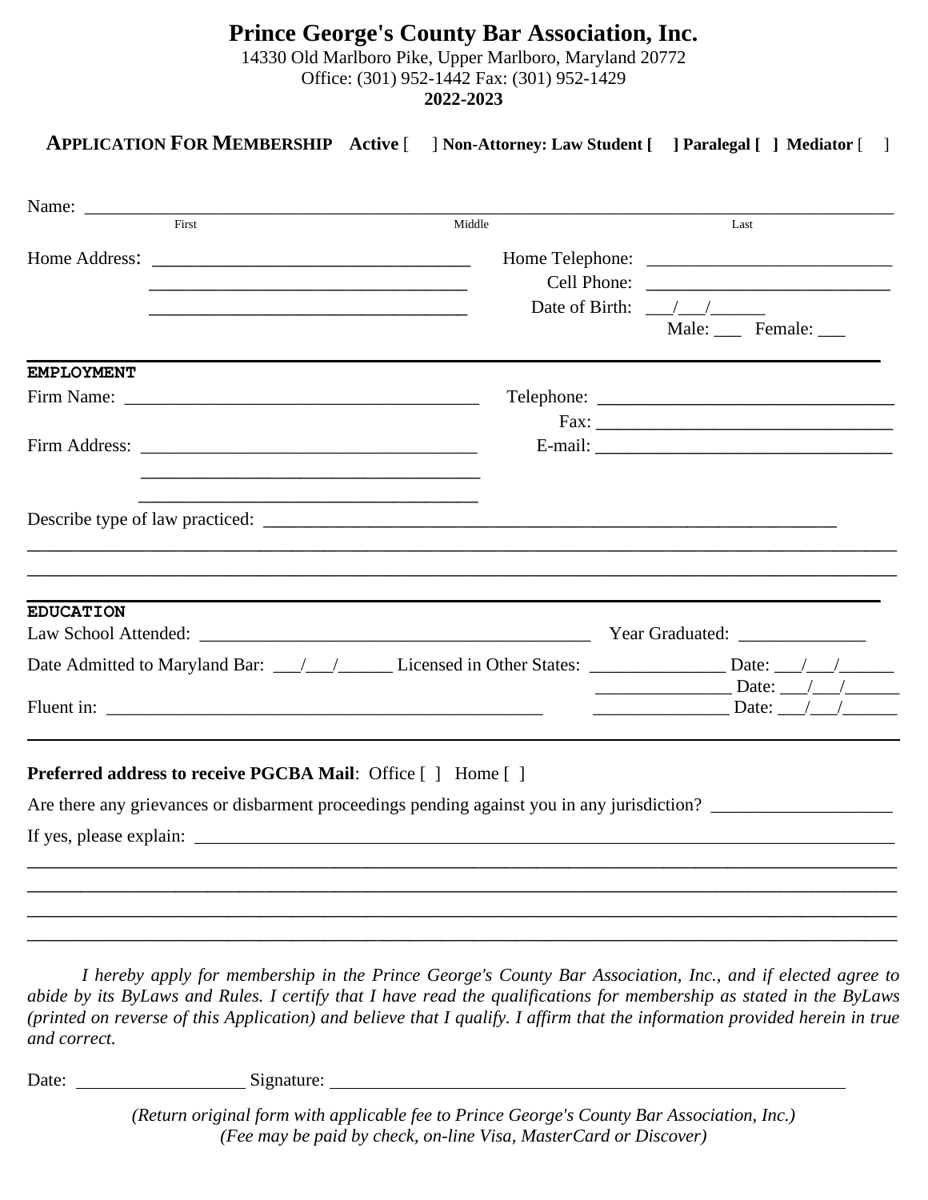# Prince George's County Bar Association, Inc.

14330 Old Marlboro Pike, Upper Marlboro, Maryland 20772
Office: (301) 952-1442 Fax: (301) 952-1429
**2022-2023**

**APPLICATION FOR MEMBERSHIP** **Active** [ ] **Non-Attorney: Law Student [ ] Paralegal [ ] Mediator** [ ]

Name: ___________________________________________________________________________

First Middle Last

Home Address: ___________________________________ Home Telephone: ___________________________

___________________________________ Cell Phone: ___________________________

___________________________________ Date of Birth: ___/___/______

Male: ___ Female: ___

**EMPLOYMENT**

Firm Name: ________________________________________ Telephone: _________________________________

Fax: _________________________________

Firm Address: ____________________________________ E-mail: _________________________________

____________________________________

____________________________________

Describe type of law practiced: _______________________________________________________________

_____________________________________________________________________________________________

_____________________________________________________________________________________________

**EDUCATION**

Law School Attended: ____________________________________________ Year Graduated: ______________

Date Admitted to Maryland Bar: ___/___/______ Licensed in Other States: _______________ Date: ___/___/______

_______________ Date: ___/___/______

Fluent in: __________________________________________________ _______________ Date: ___/___/______

**Preferred address to receive PGCBA Mail**: Office [ ] Home [ ]

Are there any grievances or disbarment proceedings pending against you in any jurisdiction? ____________________

If yes, please explain: _____________________________________________________________________________

_____________________________________________________________________________________________

_____________________________________________________________________________________________

_____________________________________________________________________________________________

_____________________________________________________________________________________________

*I hereby apply for membership in the Prince George's County Bar Association, Inc., and if elected agree to abide by its ByLaws and Rules. I certify that I have read the qualifications for membership as stated in the ByLaws (printed on reverse of this Application) and believe that I qualify. I affirm that the information provided herein in true and correct.*

Date: ___________________ Signature: _______________________________________________________

*(Return original form with applicable fee to Prince George's County Bar Association, Inc.)*
*(Fee may be paid by check, on-line Visa, MasterCard or Discover)*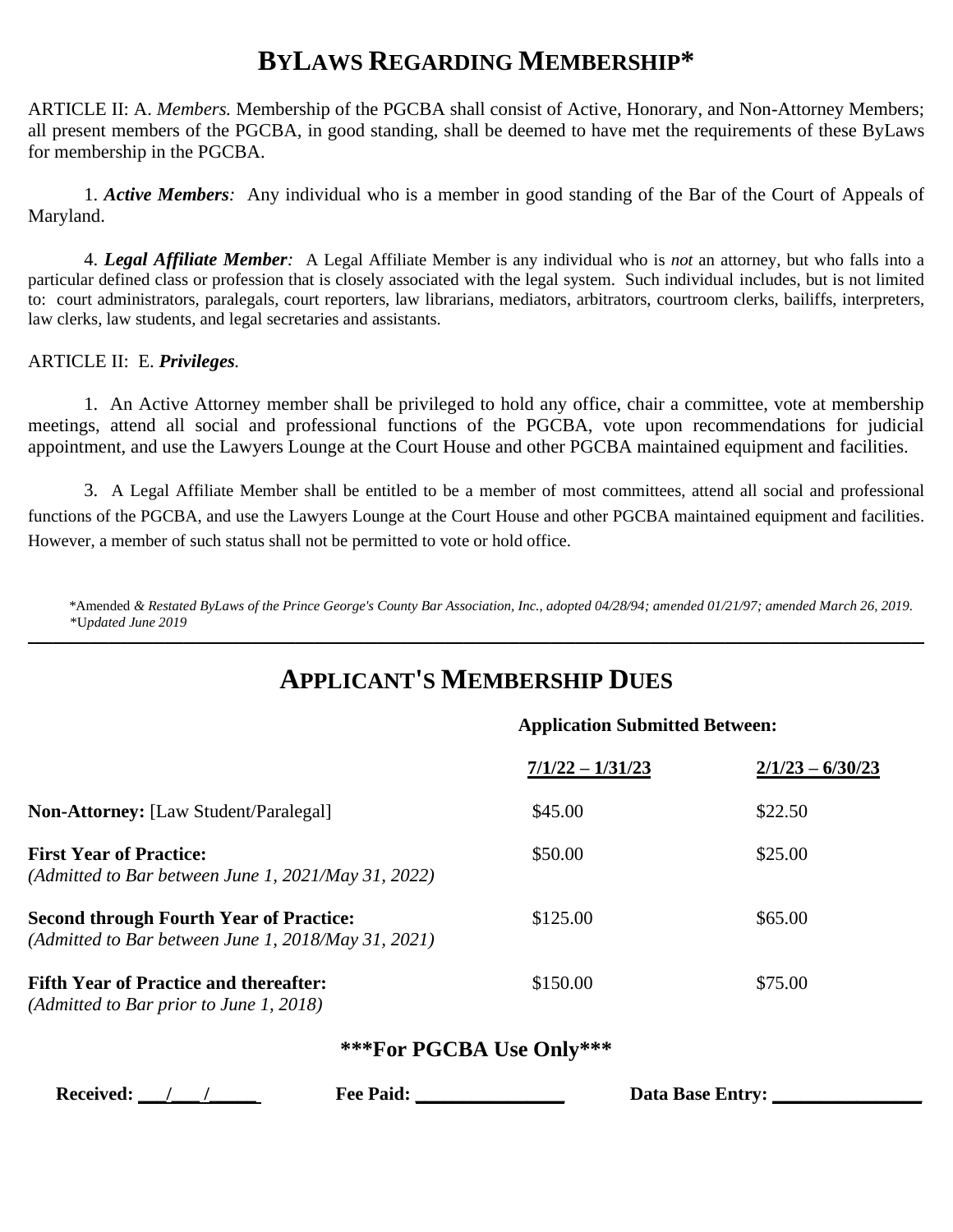# BYLAWS REGARDING MEMBERSHIP*

ARTICLE II: A. *Members.* Membership of the PGCBA shall consist of Active, Honorary, and Non-Attorney Members; all present members of the PGCBA, in good standing, shall be deemed to have met the requirements of these ByLaws for membership in the PGCBA.

1. ***Active Members**:* Any individual who is a member in good standing of the Bar of the Court of Appeals of Maryland.

4. ***Legal Affiliate Member**:* A Legal Affiliate Member is any individual who is *not* an attorney, but who falls into a particular defined class or profession that is closely associated with the legal system. Such individual includes, but is not limited to: court administrators, paralegals, court reporters, law librarians, mediators, arbitrators, courtroom clerks, bailiffs, interpreters, law clerks, law students, and legal secretaries and assistants.

ARTICLE II: E. ***Privileges**.*

1. An Active Attorney member shall be privileged to hold any office, chair a committee, vote at membership meetings, attend all social and professional functions of the PGCBA, vote upon recommendations for judicial appointment, and use the Lawyers Lounge at the Court House and other PGCBA maintained equipment and facilities.

3. A Legal Affiliate Member shall be entitled to be a member of most committees, attend all social and professional functions of the PGCBA, and use the Lawyers Lounge at the Court House and other PGCBA maintained equipment and facilities. However, a member of such status shall not be permitted to vote or hold office.

*Amended *& Restated ByLaws of the Prince George's County Bar Association, Inc., adopted 04/28/94; amended 01/21/97; amended March 26, 2019.*
**Updated June 2019*

---

# APPLICANT'S MEMBERSHIP DUES

| | Application Submitted Between: | |
|---|---|---|
| | **7/1/22 – 1/31/23** | **2/1/23 – 6/30/23** |
| **Non-Attorney:** [Law Student/Paralegal] | $45.00 | $22.50 |
| **First Year of Practice:** *(Admitted to Bar between June 1, 2021/May 31, 2022)* | $50.00 | $25.00 |
| **Second through Fourth Year of Practice:** *(Admitted to Bar between June 1, 2018/May 31, 2021)* | $125.00 | $65.00 |
| **Fifth Year of Practice and thereafter:** *(Admitted to Bar prior to June 1, 2018)* | $150.00 | $75.00 |

**\*\*\*For PGCBA Use Only\*\*\***

**Received:** \_\_\_/\_\_\_/\_\_\_\_\_ **Fee Paid:** \_\_\_\_\_\_\_\_\_\_\_\_\_\_\_ **Data Base Entry:** \_\_\_\_\_\_\_\_\_\_\_\_\_\_\_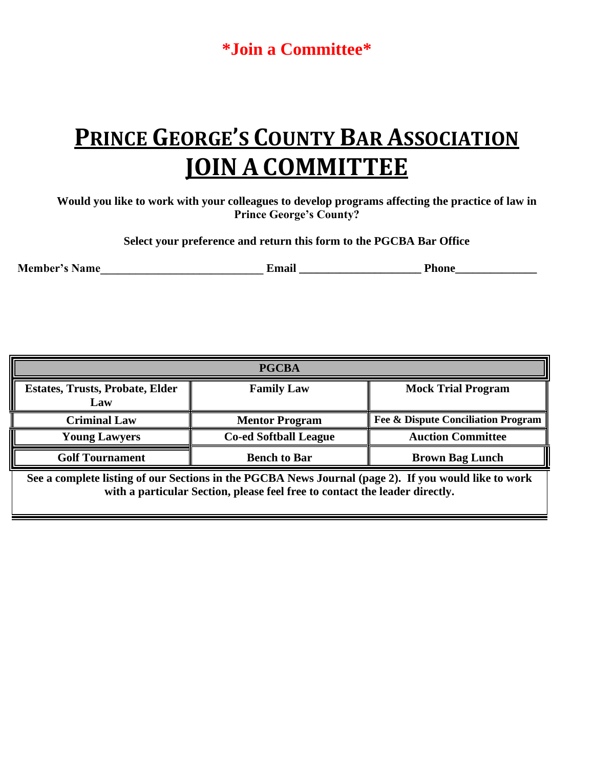**\*Join a Committee\***

# PRINCE GEORGE'S COUNTY BAR ASSOCIATION
# JOIN A COMMITTEE

**Would you like to work with your colleagues to develop programs affecting the practice of law in Prince George's County?**

**Select your preference and return this form to the PGCBA Bar Office**

**Member's Name**\_\_\_\_\_\_\_\_\_\_\_\_\_\_\_\_\_\_\_\_\_\_\_\_\_\_\_\_ **Email** \_\_\_\_\_\_\_\_\_\_\_\_\_\_\_\_\_\_\_\_\_ **Phone**\_\_\_\_\_\_\_\_\_\_\_\_\_\_

| PGCBA | | |
|---|---|---|
| **Estates, Trusts, Probate, Elder Law** | **Family Law** | **Mock Trial Program** |
| **Criminal Law** | **Mentor Program** | **Fee & Dispute Conciliation Program** |
| **Young Lawyers** | **Co-ed Softball League** | **Auction Committee** |
| **Golf Tournament** | **Bench to Bar** | **Brown Bag Lunch** |

**See a complete listing of our Sections in the PGCBA News Journal (page 2). If you would like to work with a particular Section, please feel free to contact the leader directly.**